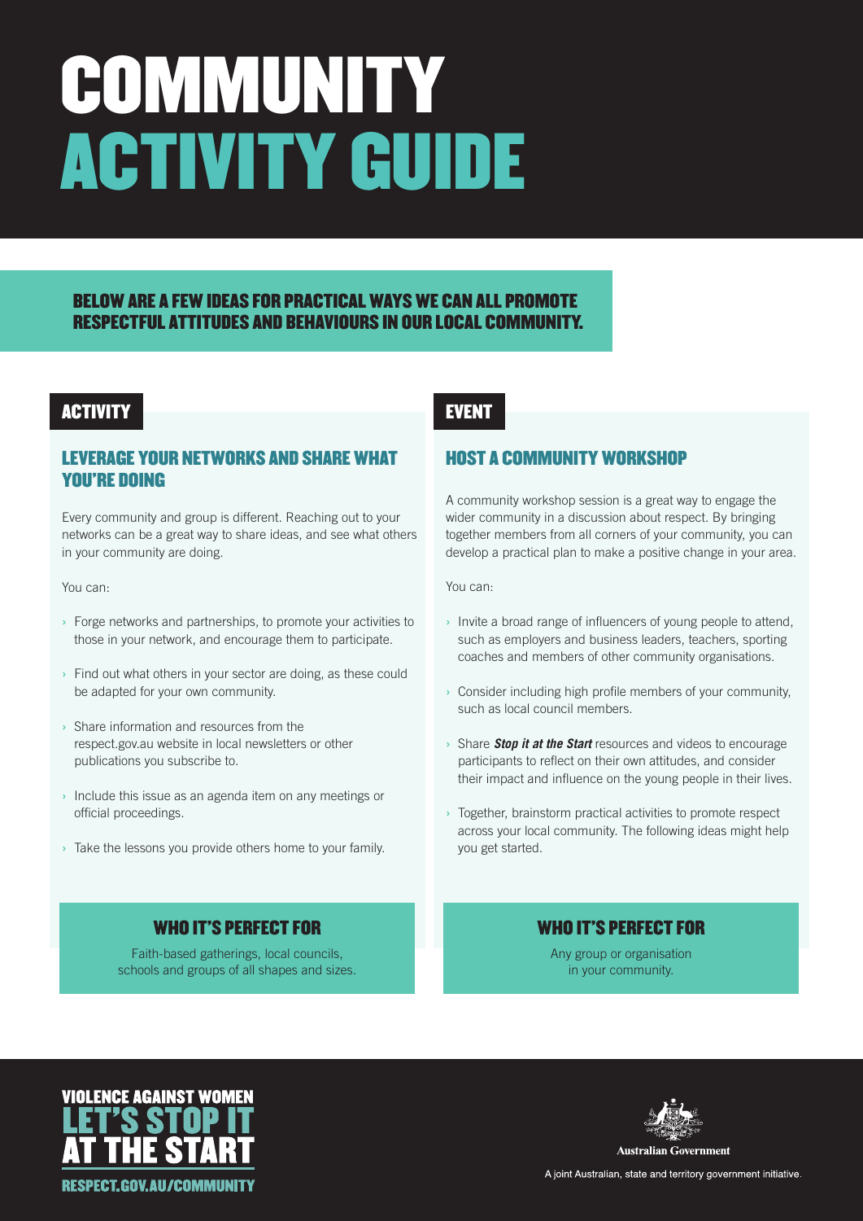# COMMUNITY ACTIVITY GUIDE

**BELOW ARE A FEW IDEAS FOR PRACTICAL WAYS WE CAN ALL PROMOTE RESPECTFUL ATTITUDES AND BEHAVIOURS IN OUR LOCAL COMMUNITY.**

## ACTIVITY

### LEVERAGE YOUR NETWORKS AND SHARE WHAT YOU'RE DOING

Every community and group is different. Reaching out to your networks can be a great way to share ideas, and see what others in your community are doing.

You can:

- Forge networks and partnerships, to promote your activities to those in your network, and encourage them to participate.
- Find out what others in your sector are doing, as these could be adapted for your own community.
- Share information and resources from the respect.gov.au website in local newsletters or other publications you subscribe to.
- Include this issue as an agenda item on any meetings or official proceedings.
- Take the lessons you provide others home to your family.

#### WHO IT'S PERFECT FOR

Faith-based gatherings, local councils, schools and groups of all shapes and sizes.

## EVENT

### HOST A COMMUNITY WORKSHOP

A community workshop session is a great way to engage the wider community in a discussion about respect. By bringing together members from all corners of your community, you can develop a practical plan to make a positive change in your area.

You can:

- Invite a broad range of influencers of young people to attend, such as employers and business leaders, teachers, sporting coaches and members of other community organisations.
- Consider including high profile members of your community, such as local council members.
- Share ***Stop it at the Start*** resources and videos to encourage participants to reflect on their own attitudes, and consider their impact and influence on the young people in their lives.
- Together, brainstorm practical activities to promote respect across your local community. The following ideas might help you get started.

#### WHO IT'S PERFECT FOR

Any group or organisation in your community.

VIOLENCE AGAINST WOMEN
LET'S STOP IT AT THE START
RESPECT.GOV.AU/COMMUNITY

Australian Government

A joint Australian, state and territory government initiative.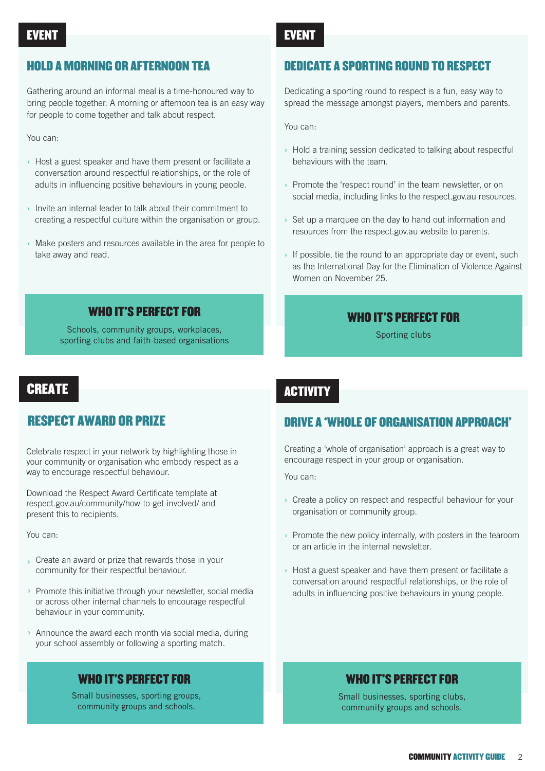**EVENT**

## HOLD A MORNING OR AFTERNOON TEA

Gathering around an informal meal is a time-honoured way to bring people together. A morning or afternoon tea is an easy way for people to come together and talk about respect.

You can:

- Host a guest speaker and have them present or facilitate a conversation around respectful relationships, or the role of adults in influencing positive behaviours in young people.
- Invite an internal leader to talk about their commitment to creating a respectful culture within the organisation or group.
- Make posters and resources available in the area for people to take away and read.

### WHO IT'S PERFECT FOR

Schools, community groups, workplaces, sporting clubs and faith-based organisations

**EVENT**

## DEDICATE A SPORTING ROUND TO RESPECT

Dedicating a sporting round to respect is a fun, easy way to spread the message amongst players, members and parents.

You can:

- Hold a training session dedicated to talking about respectful behaviours with the team.
- Promote the 'respect round' in the team newsletter, or on social media, including links to the respect.gov.au resources.
- Set up a marquee on the day to hand out information and resources from the respect.gov.au website to parents.
- If possible, tie the round to an appropriate day or event, such as the International Day for the Elimination of Violence Against Women on November 25.

### WHO IT'S PERFECT FOR

Sporting clubs

**CREATE**

## RESPECT AWARD OR PRIZE

Celebrate respect in your network by highlighting those in your community or organisation who embody respect as a way to encourage respectful behaviour.

Download the Respect Award Certificate template at respect.gov.au/community/how-to-get-involved/ and present this to recipients.

You can:

- Create an award or prize that rewards those in your community for their respectful behaviour.
- Promote this initiative through your newsletter, social media or across other internal channels to encourage respectful behaviour in your community.
- Announce the award each month via social media, during your school assembly or following a sporting match.

### WHO IT'S PERFECT FOR

Small businesses, sporting groups, community groups and schools.

**ACTIVITY**

## DRIVE A 'WHOLE OF ORGANISATION APPROACH'

Creating a 'whole of organisation' approach is a great way to encourage respect in your group or organisation.

You can:

- Create a policy on respect and respectful behaviour for your organisation or community group.
- Promote the new policy internally, with posters in the tearoom or an article in the internal newsletter.
- Host a guest speaker and have them present or facilitate a conversation around respectful relationships, or the role of adults in influencing positive behaviours in young people.

### WHO IT'S PERFECT FOR

Small businesses, sporting clubs, community groups and schools.